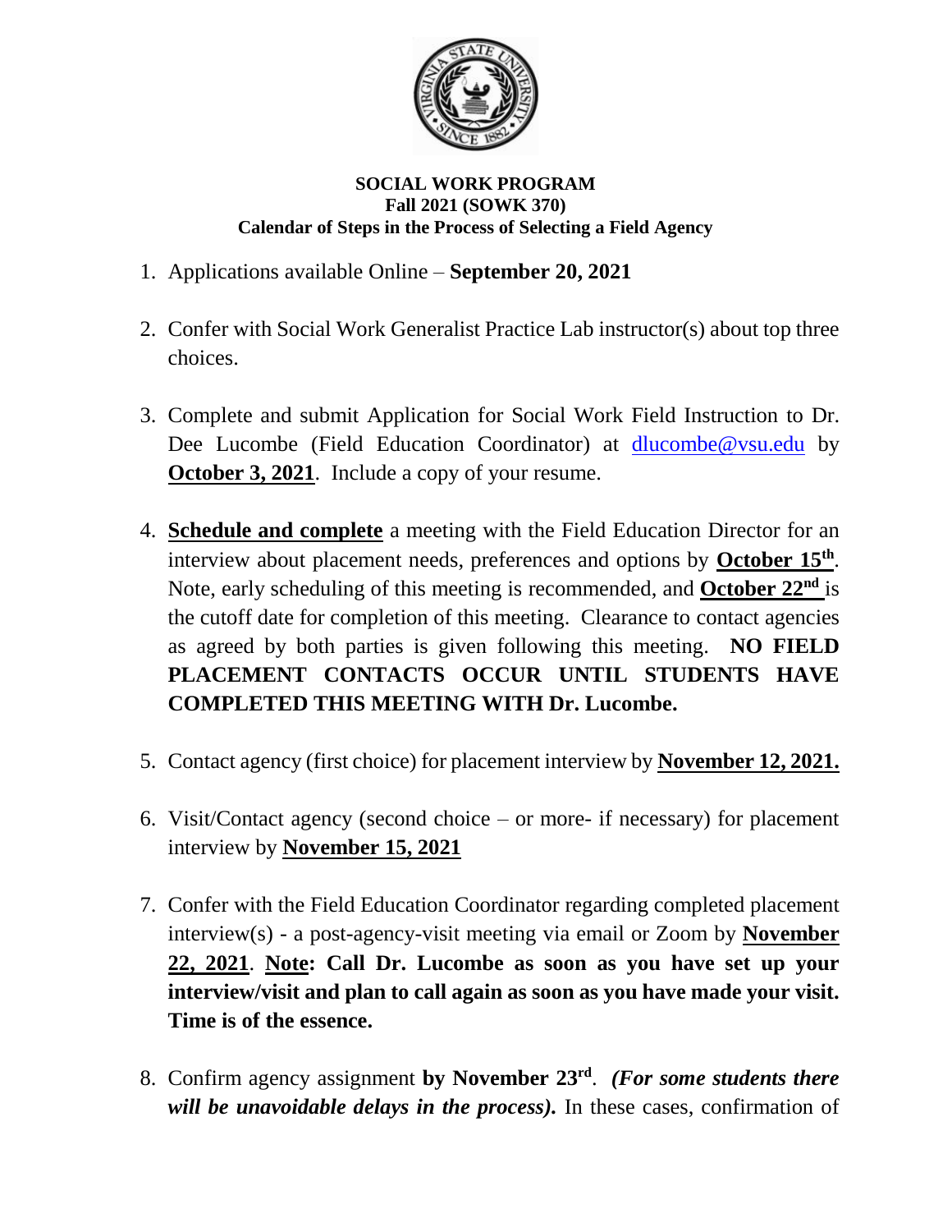**SOCIAL WORK PROGRAM**
**Fall 2021 (SOWK 370)**
**Calendar of Steps in the Process of Selecting a Field Agency**

1. Applications available Online – **September 20, 2021**

2. Confer with Social Work Generalist Practice Lab instructor(s) about top three choices.

3. Complete and submit Application for Social Work Field Instruction to Dr. Dee Lucombe (Field Education Coordinator) at dlucombe@vsu.edu by **October 3, 2021**. Include a copy of your resume.

4. **Schedule and complete** a meeting with the Field Education Director for an interview about placement needs, preferences and options by **October 15th**. Note, early scheduling of this meeting is recommended, and **October 22nd** is the cutoff date for completion of this meeting. Clearance to contact agencies as agreed by both parties is given following this meeting. **NO FIELD PLACEMENT CONTACTS OCCUR UNTIL STUDENTS HAVE COMPLETED THIS MEETING WITH Dr. Lucombe.**

5. Contact agency (first choice) for placement interview by **November 12, 2021.**

6. Visit/Contact agency (second choice – or more- if necessary) for placement interview by **November 15, 2021**

7. Confer with the Field Education Coordinator regarding completed placement interview(s) - a post-agency-visit meeting via email or Zoom by **November 22, 2021**. **Note: Call Dr. Lucombe as soon as you have set up your interview/visit and plan to call again as soon as you have made your visit. Time is of the essence.**

8. Confirm agency assignment **by November 23rd**. ***(For some students there will be unavoidable delays in the process).*** In these cases, confirmation of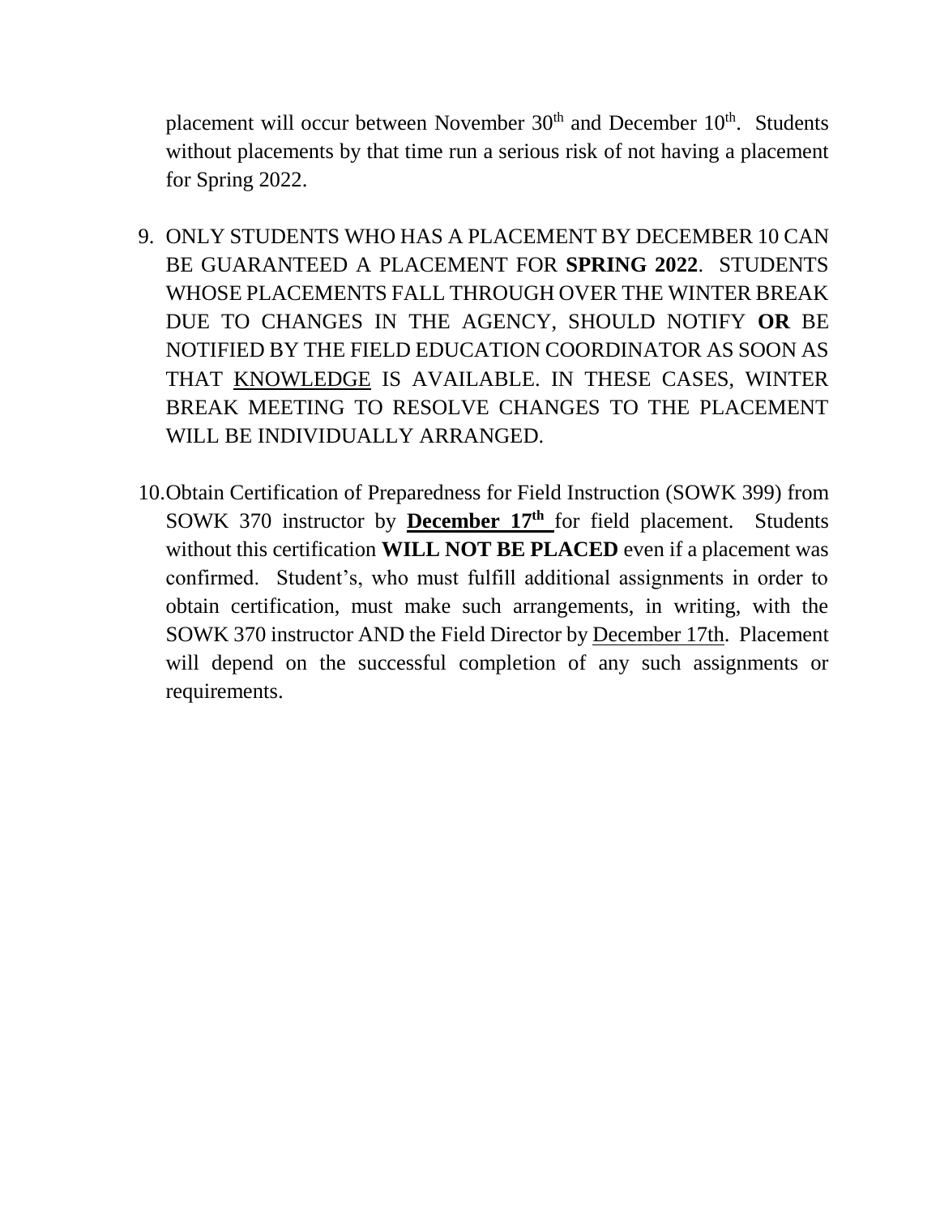placement will occur between November 30th and December 10th. Students without placements by that time run a serious risk of not having a placement for Spring 2022.

9. ONLY STUDENTS WHO HAS A PLACEMENT BY DECEMBER 10 CAN BE GUARANTEED A PLACEMENT FOR **SPRING 2022**. STUDENTS WHOSE PLACEMENTS FALL THROUGH OVER THE WINTER BREAK DUE TO CHANGES IN THE AGENCY, SHOULD NOTIFY **OR** BE NOTIFIED BY THE FIELD EDUCATION COORDINATOR AS SOON AS THAT KNOWLEDGE IS AVAILABLE. IN THESE CASES, WINTER BREAK MEETING TO RESOLVE CHANGES TO THE PLACEMENT WILL BE INDIVIDUALLY ARRANGED.

10. Obtain Certification of Preparedness for Field Instruction (SOWK 399) from SOWK 370 instructor by **December 17th** for field placement. Students without this certification **WILL NOT BE PLACED** even if a placement was confirmed. Student's, who must fulfill additional assignments in order to obtain certification, must make such arrangements, in writing, with the SOWK 370 instructor AND the Field Director by December 17th. Placement will depend on the successful completion of any such assignments or requirements.